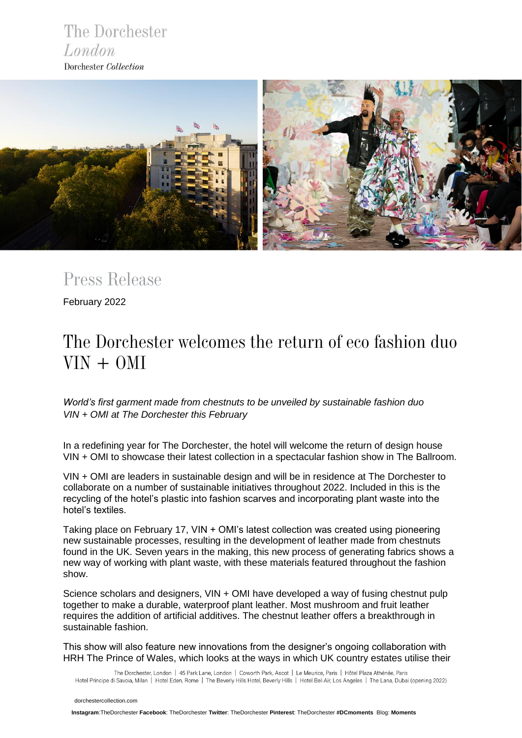The Dorchester
*London*
Dorchester *Collection*

# Press Release

February 2022

## The Dorchester welcomes the return of eco fashion duo VIN + OMI

*World's first garment made from chestnuts to be unveiled by sustainable fashion duo VIN + OMI at The Dorchester this February*

In a redefining year for The Dorchester, the hotel will welcome the return of design house VIN + OMI to showcase their latest collection in a spectacular fashion show in The Ballroom.

VIN + OMI are leaders in sustainable design and will be in residence at The Dorchester to collaborate on a number of sustainable initiatives throughout 2022. Included in this is the recycling of the hotel's plastic into fashion scarves and incorporating plant waste into the hotel's textiles.

Taking place on February 17, VIN + OMI's latest collection was created using pioneering new sustainable processes, resulting in the development of leather made from chestnuts found in the UK. Seven years in the making, this new process of generating fabrics shows a new way of working with plant waste, with these materials featured throughout the fashion show.

Science scholars and designers, VIN + OMI have developed a way of fusing chestnut pulp together to make a durable, waterproof plant leather. Most mushroom and fruit leather requires the addition of artificial additives. The chestnut leather offers a breakthrough in sustainable fashion.

This show will also feature new innovations from the designer's ongoing collaboration with HRH The Prince of Wales, which looks at the ways in which UK country estates utilise their

The Dorchester, London | 45 Park Lane, London | Coworth Park, Ascot | Le Meurice, Paris | Hôtel Plaza Athénée, Paris
Hotel Principe di Savoia, Milan | Hotel Eden, Rome | The Beverly Hills Hotel, Beverly Hills | Hotel Bel-Air, Los Angeles | The Lana, Dubai (opening 2022)

dorchestercollection.com

**Instagram**:TheDorchester **Facebook**: TheDorchester **Twitter**: TheDorchester **Pinterest**: TheDorchester **#DCmoments** Blog: **Moments**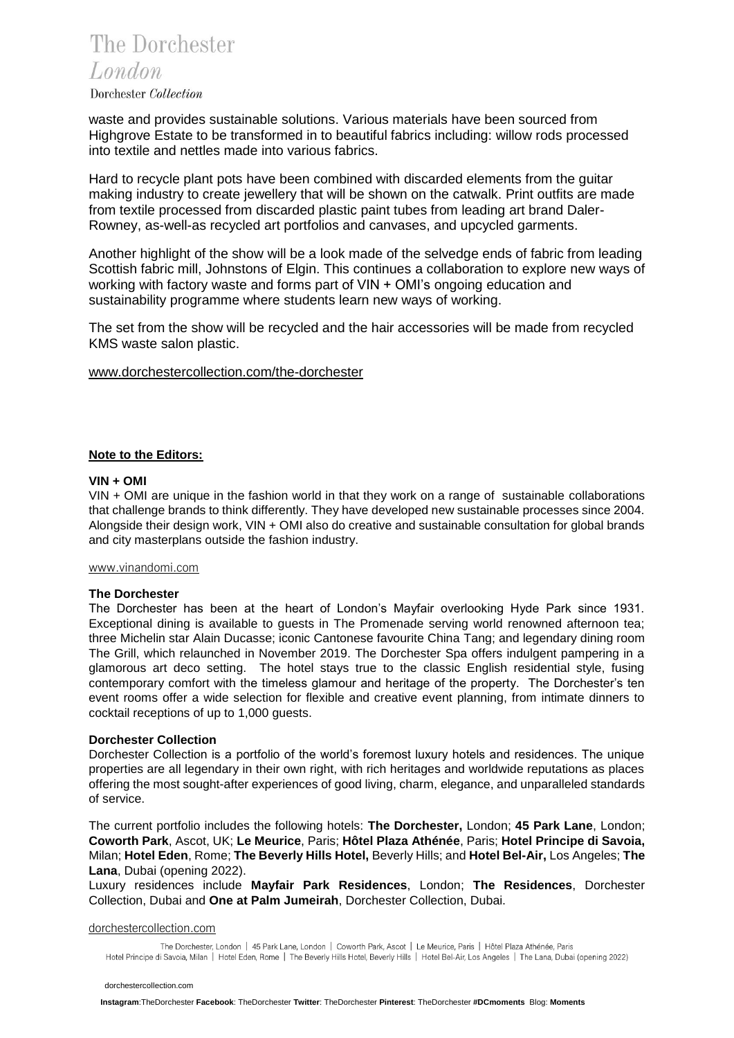waste and provides sustainable solutions. Various materials have been sourced from Highgrove Estate to be transformed in to beautiful fabrics including: willow rods processed into textile and nettles made into various fabrics.

Hard to recycle plant pots have been combined with discarded elements from the guitar making industry to create jewellery that will be shown on the catwalk. Print outfits are made from textile processed from discarded plastic paint tubes from leading art brand Daler-Rowney, as-well-as recycled art portfolios and canvases, and upcycled garments.

Another highlight of the show will be a look made of the selvedge ends of fabric from leading Scottish fabric mill, Johnstons of Elgin. This continues a collaboration to explore new ways of working with factory waste and forms part of VIN + OMI's ongoing education and sustainability programme where students learn new ways of working.

The set from the show will be recycled and the hair accessories will be made from recycled KMS waste salon plastic.

www.dorchestercollection.com/the-dorchester

**Note to the Editors:**

**VIN + OMI**

VIN + OMI are unique in the fashion world in that they work on a range of sustainable collaborations that challenge brands to think differently. They have developed new sustainable processes since 2004. Alongside their design work, VIN + OMI also do creative and sustainable consultation for global brands and city masterplans outside the fashion industry.

www.vinandomi.com

**The Dorchester**

The Dorchester has been at the heart of London's Mayfair overlooking Hyde Park since 1931. Exceptional dining is available to guests in The Promenade serving world renowned afternoon tea; three Michelin star Alain Ducasse; iconic Cantonese favourite China Tang; and legendary dining room The Grill, which relaunched in November 2019. The Dorchester Spa offers indulgent pampering in a glamorous art deco setting. The hotel stays true to the classic English residential style, fusing contemporary comfort with the timeless glamour and heritage of the property. The Dorchester's ten event rooms offer a wide selection for flexible and creative event planning, from intimate dinners to cocktail receptions of up to 1,000 guests.

**Dorchester Collection**

Dorchester Collection is a portfolio of the world's foremost luxury hotels and residences. The unique properties are all legendary in their own right, with rich heritages and worldwide reputations as places offering the most sought-after experiences of good living, charm, elegance, and unparalleled standards of service.

The current portfolio includes the following hotels: **The Dorchester,** London; **45 Park Lane**, London; **Coworth Park**, Ascot, UK; **Le Meurice**, Paris; **Hôtel Plaza Athénée**, Paris; **Hotel Principe di Savoia,** Milan; **Hotel Eden**, Rome; **The Beverly Hills Hotel,** Beverly Hills; and **Hotel Bel-Air,** Los Angeles; **The Lana**, Dubai (opening 2022).

Luxury residences include **Mayfair Park Residences**, London; **The Residences**, Dorchester Collection, Dubai and **One at Palm Jumeirah**, Dorchester Collection, Dubai.

dorchestercollection.com